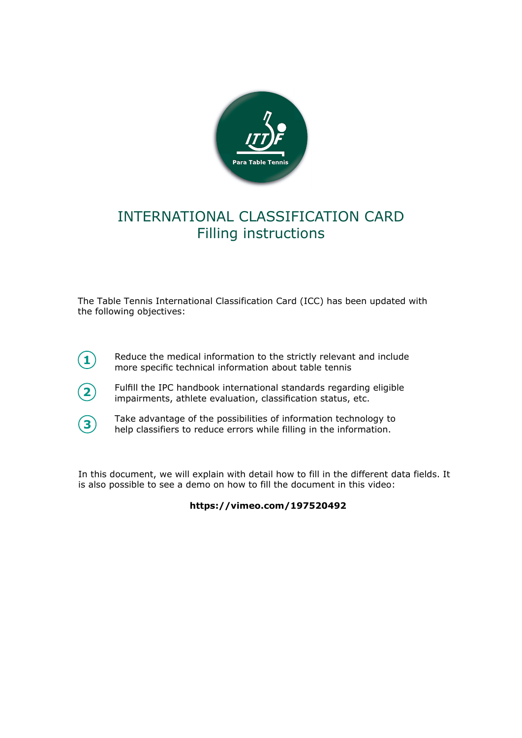# INTERNATIONAL CLASSIFICATION CARD
## Filling instructions

The Table Tennis International Classification Card (ICC) has been updated with the following objectives:

1. Reduce the medical information to the strictly relevant and include more specific technical information about table tennis
2. Fulfill the IPC handbook international standards regarding eligible impairments, athlete evaluation, classification status, etc.
3. Take advantage of the possibilities of information technology to help classifiers to reduce errors while filling in the information.

In this document, we will explain with detail how to fill in the different data fields. It is also possible to see a demo on how to fill the document in this video:

**https://vimeo.com/197520492**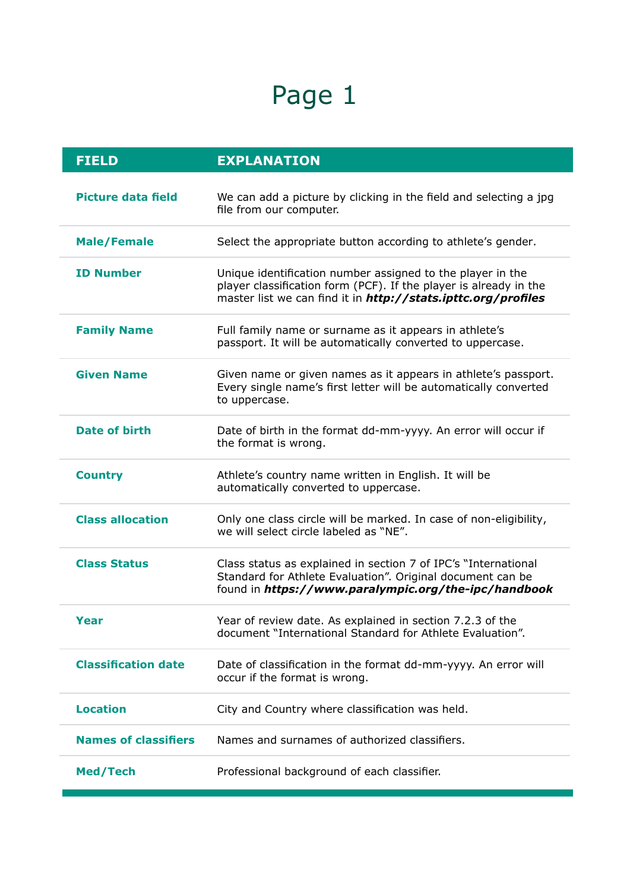# Page 1

| FIELD | EXPLANATION |
|---|---|
| **Picture data field** | We can add a picture by clicking in the field and selecting a jpg file from our computer. |
| **Male/Female** | Select the appropriate button according to athlete's gender. |
| **ID Number** | Unique identification number assigned to the player in the player classification form (PCF). If the player is already in the master list we can find it in ***http://stats.ipttc.org/profiles*** |
| **Family Name** | Full family name or surname as it appears in athlete's passport. It will be automatically converted to uppercase. |
| **Given Name** | Given name or given names as it appears in athlete's passport. Every single name's first letter will be automatically converted to uppercase. |
| **Date of birth** | Date of birth in the format dd-mm-yyyy. An error will occur if the format is wrong. |
| **Country** | Athlete's country name written in English. It will be automatically converted to uppercase. |
| **Class allocation** | Only one class circle will be marked. In case of non-eligibility, we will select circle labeled as "NE". |
| **Class Status** | Class status as explained in section 7 of IPC's "International Standard for Athlete Evaluation". Original document can be found in ***https://www.paralympic.org/the-ipc/handbook*** |
| **Year** | Year of review date. As explained in section 7.2.3 of the document "International Standard for Athlete Evaluation". |
| **Classification date** | Date of classification in the format dd-mm-yyyy. An error will occur if the format is wrong. |
| **Location** | City and Country where classification was held. |
| **Names of classifiers** | Names and surnames of authorized classifiers. |
| **Med/Tech** | Professional background of each classifier. |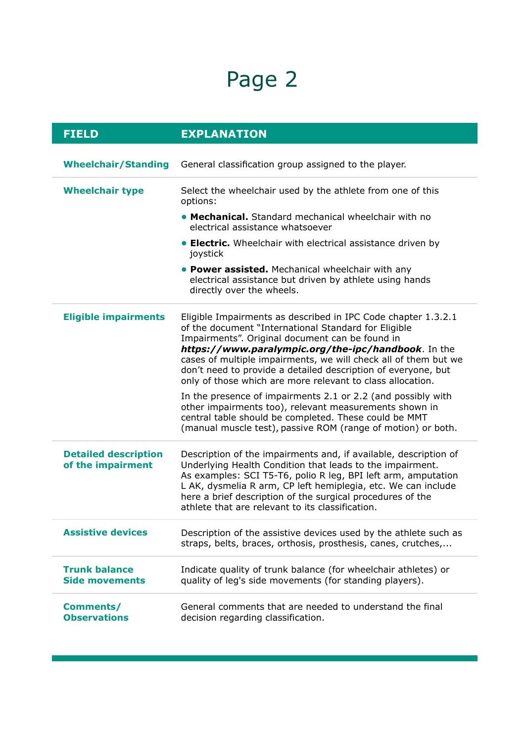# Page 2

| FIELD | EXPLANATION |
| --- | --- |
| **Wheelchair/Standing** | General classification group assigned to the player. |
| **Wheelchair type** | Select the wheelchair used by the athlete from one of this options:<br>• **Mechanical.** Standard mechanical wheelchair with no electrical assistance whatsoever<br>• **Electric.** Wheelchair with electrical assistance driven by joystick<br>• **Power assisted.** Mechanical wheelchair with any electrical assistance but driven by athlete using hands directly over the wheels. |
| **Eligible impairments** | Eligible Impairments as described in IPC Code chapter 1.3.2.1 of the document “International Standard for Eligible Impairments”. Original document can be found in ***https://www.paralympic.org/the-ipc/handbook***. In the cases of multiple impairments, we will check all of them but we don’t need to provide a detailed description of everyone, but only of those which are more relevant to class allocation.<br>In the presence of impairments 2.1 or 2.2 (and possibly with other impairments too), relevant measurements shown in central table should be completed. These could be MMT (manual muscle test), passive ROM (range of motion) or both. |
| **Detailed description of the impairment** | Description of the impairments and, if available, description of Underlying Health Condition that leads to the impairment. As examples: SCI T5-T6, polio R leg, BPI left arm, amputation L AK, dysmelia R arm, CP left hemiplegia, etc. We can include here a brief description of the surgical procedures of the athlete that are relevant to its classification. |
| **Assistive devices** | Description of the assistive devices used by the athlete such as straps, belts, braces, orthosis, prosthesis, canes, crutches,... |
| **Trunk balance Side movements** | Indicate quality of trunk balance (for wheelchair athletes) or quality of leg's side movements (for standing players). |
| **Comments/ Observations** | General comments that are needed to understand the final decision regarding classification. |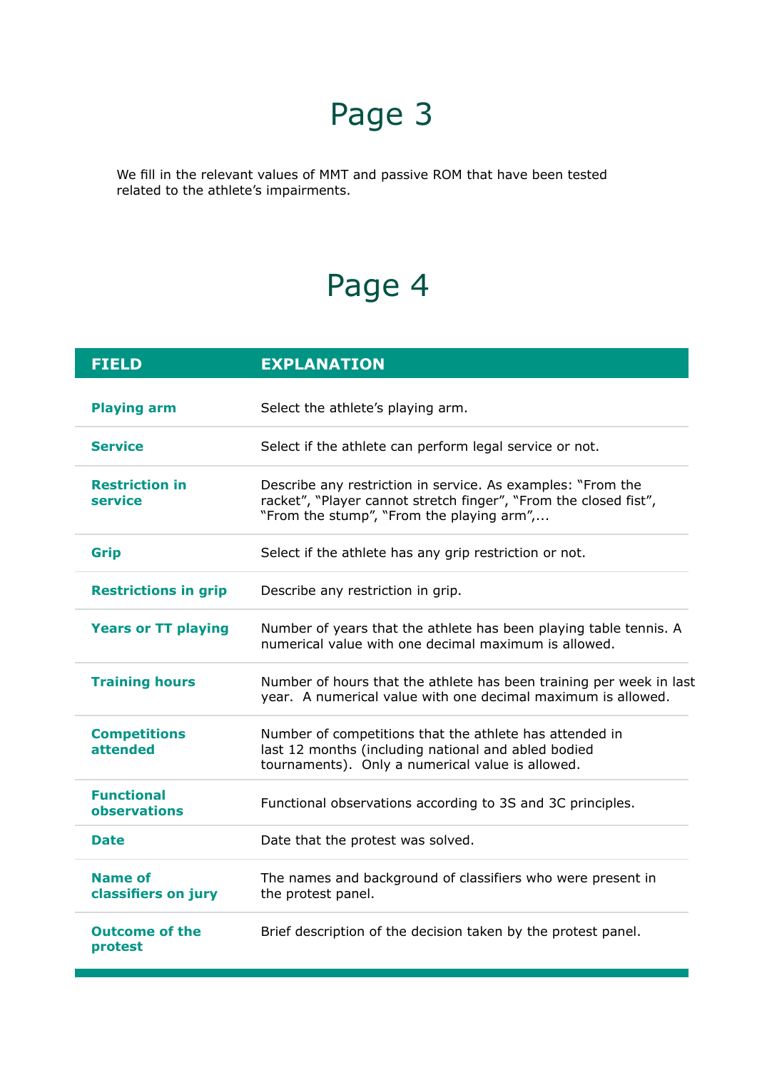# Page 3

We fill in the relevant values of MMT and passive ROM that have been tested related to the athlete's impairments.

# Page 4

| FIELD | EXPLANATION |
|---|---|
| **Playing arm** | Select the athlete's playing arm. |
| **Service** | Select if the athlete can perform legal service or not. |
| **Restriction in service** | Describe any restriction in service. As examples: "From the racket", "Player cannot stretch finger", "From the closed fist", "From the stump", "From the playing arm",... |
| **Grip** | Select if the athlete has any grip restriction or not. |
| **Restrictions in grip** | Describe any restriction in grip. |
| **Years or TT playing** | Number of years that the athlete has been playing table tennis. A numerical value with one decimal maximum is allowed. |
| **Training hours** | Number of hours that the athlete has been training per week in last year. A numerical value with one decimal maximum is allowed. |
| **Competitions attended** | Number of competitions that the athlete has attended in last 12 months (including national and abled bodied tournaments). Only a numerical value is allowed. |
| **Functional observations** | Functional observations according to 3S and 3C principles. |
| **Date** | Date that the protest was solved. |
| **Name of classifiers on jury** | The names and background of classifiers who were present in the protest panel. |
| **Outcome of the protest** | Brief description of the decision taken by the protest panel. |